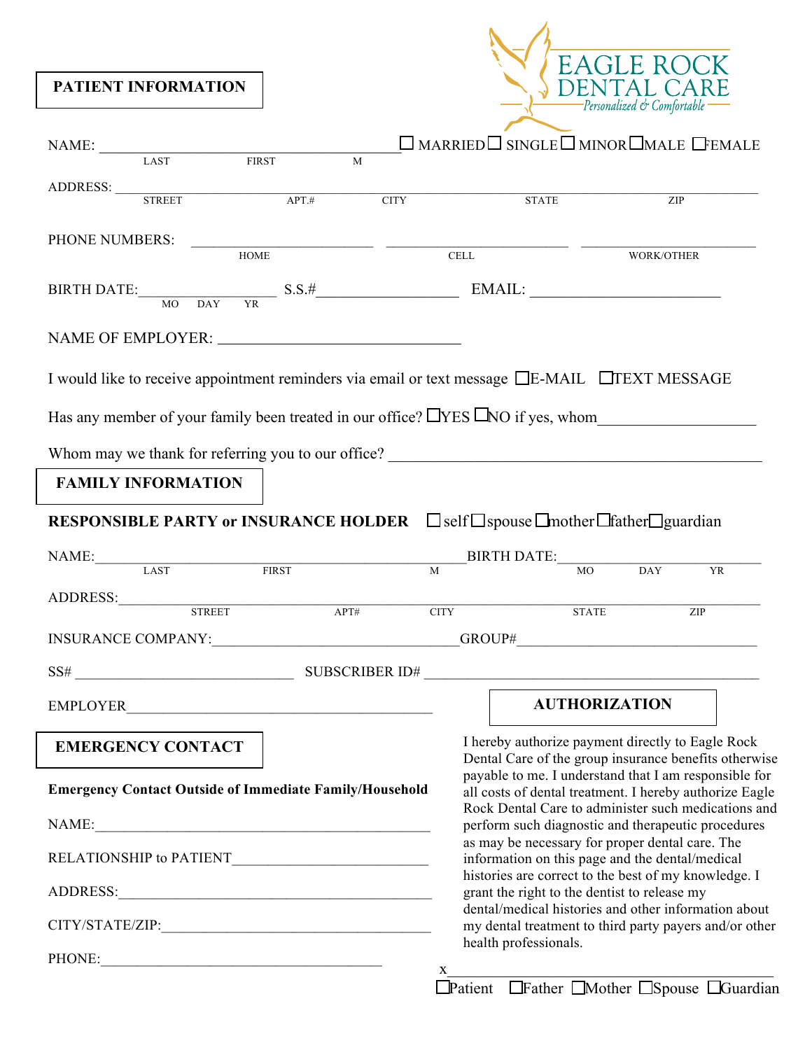**EAGLE ROCK DENTAL CARE**
*Personalized & Comfortable*

## PATIENT INFORMATION

NAME: ______________________________ ☐ MARRIED ☐ SINGLE ☐ MINOR ☐ MALE ☐ FEMALE
LAST FIRST M

ADDRESS: ________________________________________________
STREET APT.# CITY STATE ZIP

PHONE NUMBERS: ____________ ____________ ____________
HOME CELL WORK/OTHER

BIRTH DATE: ____________ S.S.# ____________ EMAIL: ____________
MO DAY YR

NAME OF EMPLOYER: ______________________

I would like to receive appointment reminders via email or text message ☐ E-MAIL ☐ TEXT MESSAGE

Has any member of your family been treated in our office? ☐ YES ☐ NO if yes, whom____________

Whom may we thank for referring you to our office? ______________________

## FAMILY INFORMATION

**RESPONSIBLE PARTY or INSURANCE HOLDER** ☐ self ☐ spouse ☐ mother ☐ father ☐ guardian

NAME: ______________________________ BIRTH DATE: ____________
LAST FIRST M MO DAY YR

ADDRESS: ________________________________________________
STREET APT# CITY STATE ZIP

INSURANCE COMPANY: ______________________ GROUP# ______________________

SS# ____________________ SUBSCRIBER ID# ______________________

EMPLOYER ______________________

## EMERGENCY CONTACT

**Emergency Contact Outside of Immediate Family/Household**

NAME: ______________________

RELATIONSHIP to PATIENT ______________________

ADDRESS: ______________________

CITY/STATE/ZIP: ______________________

PHONE: ______________________

## AUTHORIZATION

I hereby authorize payment directly to Eagle Rock Dental Care of the group insurance benefits otherwise payable to me. I understand that I am responsible for all costs of dental treatment. I hereby authorize Eagle Rock Dental Care to administer such medications and perform such diagnostic and therapeutic procedures as may be necessary for proper dental care. The information on this page and the dental/medical histories are correct to the best of my knowledge. I grant the right to the dentist to release my dental/medical histories and other information about my dental treatment to third party payers and/or other health professionals.

x ______________________

☐ Patient ☐ Father ☐ Mother ☐ Spouse ☐ Guardian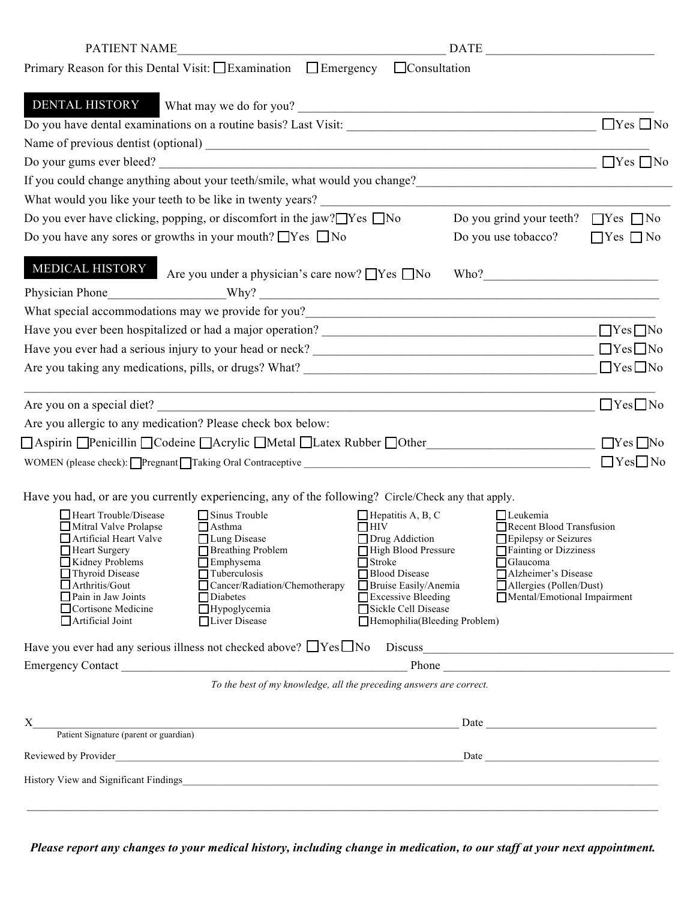PATIENT NAME__________________________________________ DATE ___________________________

Primary Reason for this Dental Visit: ☐ Examination ☐ Emergency ☐ Consultation

## DENTAL HISTORY

What may we do for you? ______________________________________________________________

Do you have dental examinations on a routine basis? Last Visit: ________________________________________ ☐ Yes ☐ No

Name of previous dentist (optional) ________________________________________________________________

Do your gums ever bleed? ________________________________________________________________ ☐ Yes ☐ No

If you could change anything about your teeth/smile, what would you change?________________________________________

What would you like your teeth to be like in twenty years? ____________________________________________________

Do you ever have clicking, popping, or discomfort in the jaw? ☐ Yes ☐ No

Do you grind your teeth? ☐ Yes ☐ No

Do you have any sores or growths in your mouth? ☐ Yes ☐ No

Do you use tobacco? ☐ Yes ☐ No

## MEDICAL HISTORY

Are you under a physician's care now? ☐ Yes ☐ No Who?____________________________

Physician Phone__________________ Why? ________________________________________________________________

What special accommodations may we provide for you?___________________________________________________________

Have you ever been hospitalized or had a major operation? ____________________________________________ ☐ Yes ☐ No

Have you ever had a serious injury to your head or neck? ____________________________________________ ☐ Yes ☐ No

Are you taking any medications, pills, or drugs? What? ______________________________________________ ☐ Yes ☐ No

______________________________________________________________________________________________

Are you on a special diet? ________________________________________________________________________ ☐ Yes ☐ No

Are you allergic to any medication? Please check box below:

☐ Aspirin ☐ Penicillin ☐ Codeine ☐ Acrylic ☐ Metal ☐ Latex Rubber ☐ Other__________________________ ☐ Yes ☐ No

WOMEN (please check): ☐ Pregnant ☐ Taking Oral Contraceptive ______________________________________________ ☐ Yes ☐ No

Have you had, or are you currently experiencing, any of the following? Circle/Check any that apply.

| | | | |
|---|---|---|---|
| ☐ Heart Trouble/Disease | ☐ Sinus Trouble | ☐ Hepatitis A, B, C | ☐ Leukemia |
| ☐ Mitral Valve Prolapse | ☐ Asthma | ☐ HIV | ☐ Recent Blood Transfusion |
| ☐ Artificial Heart Valve | ☐ Lung Disease | ☐ Drug Addiction | ☐ Epilepsy or Seizures |
| ☐ Heart Surgery | ☐ Breathing Problem | ☐ High Blood Pressure | ☐ Fainting or Dizziness |
| ☐ Kidney Problems | ☐ Emphysema | ☐ Stroke | ☐ Glaucoma |
| ☐ Thyroid Disease | ☐ Tuberculosis | ☐ Blood Disease | ☐ Alzheimer's Disease |
| ☐ Arthritis/Gout | ☐ Cancer/Radiation/Chemotherapy | ☐ Bruise Easily/Anemia | ☐ Allergies (Pollen/Dust) |
| ☐ Pain in Jaw Joints | ☐ Diabetes | ☐ Excessive Bleeding | ☐ Mental/Emotional Impairment |
| ☐ Cortisone Medicine | ☐ Hypoglycemia | ☐ Sickle Cell Disease | |
| ☐ Artificial Joint | ☐ Liver Disease | ☐ Hemophilia(Bleeding Problem) | |

Have you ever had any serious illness not checked above? ☐ Yes ☐ No Discuss________________________________________

Emergency Contact ______________________________________________ Phone ____________________________________

*To the best of my knowledge, all the preceding answers are correct.*

X______________________________________________________________________ Date ____________________________

Patient Signature (parent or guardian)

Reviewed by Provider_____________________________________________________________Date ______________________________

History View and Significant Findings__________________________________________________________________________________

______________________________________________________________________________________________

***Please report any changes to your medical history, including change in medication, to our staff at your next appointment.***